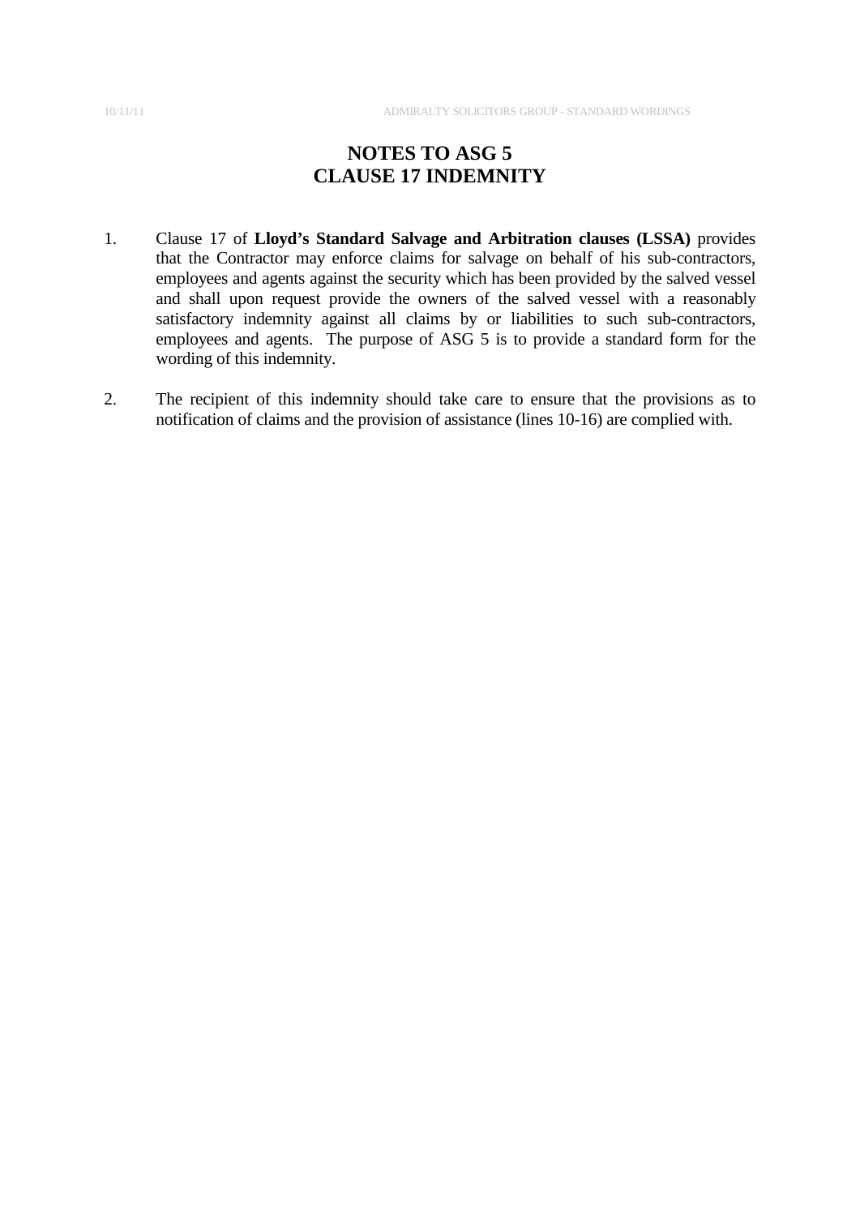# NOTES TO ASG 5
# CLAUSE 17 INDEMNITY

1. Clause 17 of **Lloyd's Standard Salvage and Arbitration clauses (LSSA)** provides that the Contractor may enforce claims for salvage on behalf of his sub-contractors, employees and agents against the security which has been provided by the salved vessel and shall upon request provide the owners of the salved vessel with a reasonably satisfactory indemnity against all claims by or liabilities to such sub-contractors, employees and agents. The purpose of ASG 5 is to provide a standard form for the wording of this indemnity.

2. The recipient of this indemnity should take care to ensure that the provisions as to notification of claims and the provision of assistance (lines 10-16) are complied with.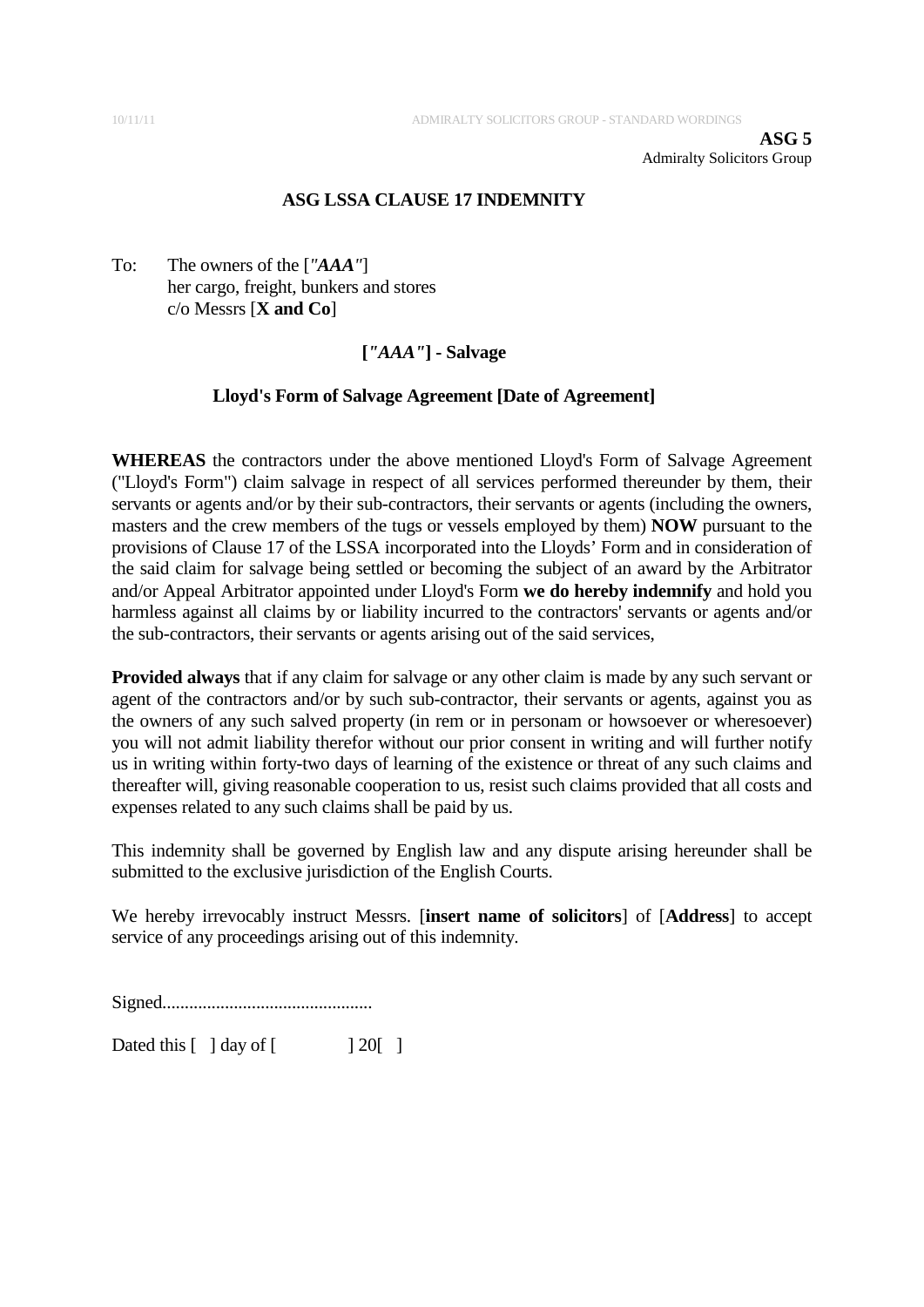**ASG 5**
Admiralty Solicitors Group

# ASG LSSA CLAUSE 17 INDEMNITY

To: The owners of the [*"AAA"*]
her cargo, freight, bunkers and stores
c/o Messrs [**X and Co**]

**[*"AAA"*] - Salvage**

**Lloyd's Form of Salvage Agreement [Date of Agreement]**

**WHEREAS** the contractors under the above mentioned Lloyd's Form of Salvage Agreement ("Lloyd's Form") claim salvage in respect of all services performed thereunder by them, their servants or agents and/or by their sub-contractors, their servants or agents (including the owners, masters and the crew members of the tugs or vessels employed by them) **NOW** pursuant to the provisions of Clause 17 of the LSSA incorporated into the Lloyds' Form and in consideration of the said claim for salvage being settled or becoming the subject of an award by the Arbitrator and/or Appeal Arbitrator appointed under Lloyd's Form **we do hereby indemnify** and hold you harmless against all claims by or liability incurred to the contractors' servants or agents and/or the sub-contractors, their servants or agents arising out of the said services,

**Provided always** that if any claim for salvage or any other claim is made by any such servant or agent of the contractors and/or by such sub-contractor, their servants or agents, against you as the owners of any such salved property (in rem or in personam or howsoever or wheresoever) you will not admit liability therefor without our prior consent in writing and will further notify us in writing within forty-two days of learning of the existence or threat of any such claims and thereafter will, giving reasonable cooperation to us, resist such claims provided that all costs and expenses related to any such claims shall be paid by us.

This indemnity shall be governed by English law and any dispute arising hereunder shall be submitted to the exclusive jurisdiction of the English Courts.

We hereby irrevocably instruct Messrs. [**insert name of solicitors**] of [**Address**] to accept service of any proceedings arising out of this indemnity.

Signed..............................................

Dated this [ ] day of [ ] 20[ ]